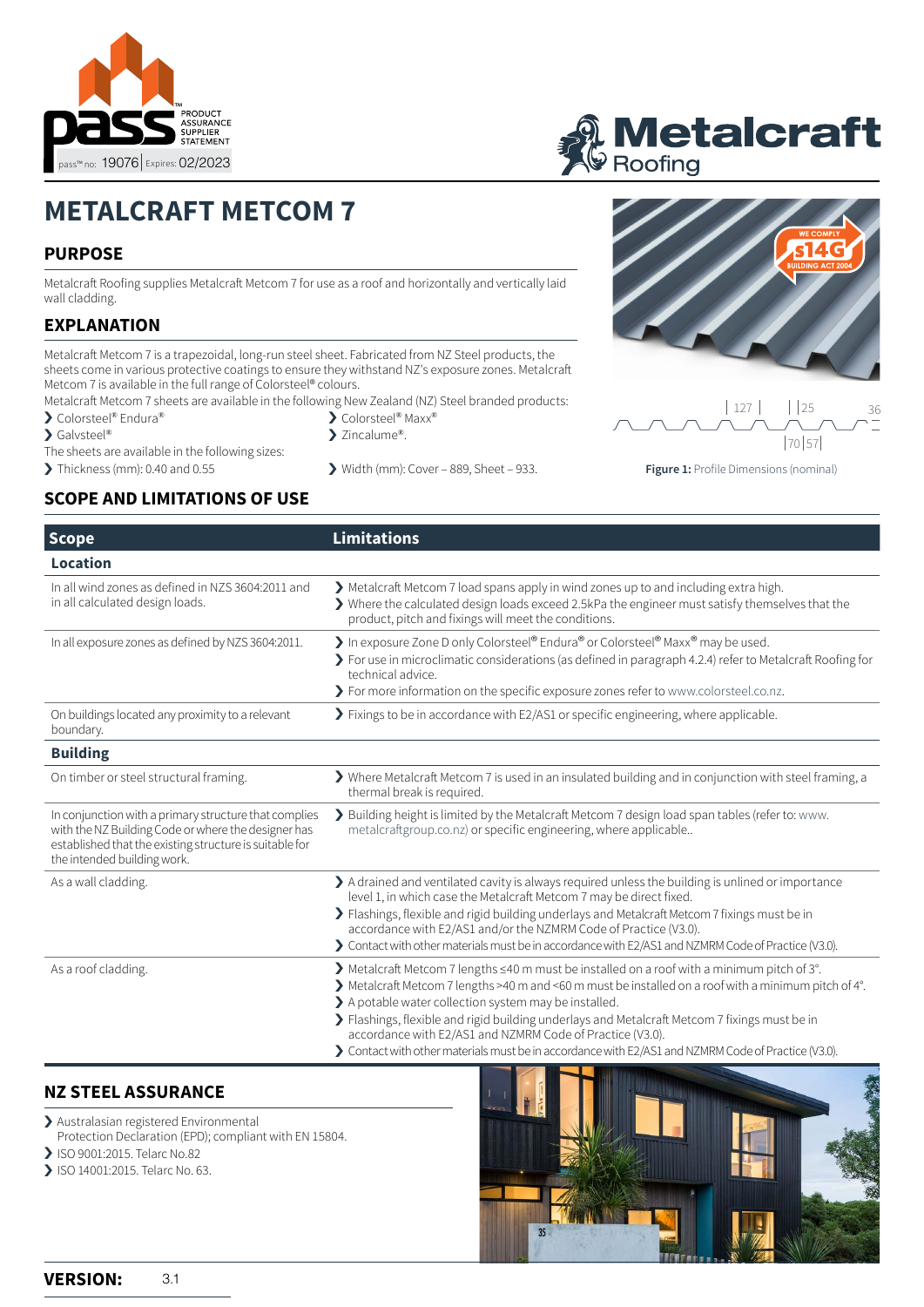pass™ PRODUCT ASSURANCE SUPPLIER STATEMENT

pass™ no: 19076 | Expires: 02/2023

Metalcraft Roofing

# METALCRAFT METCOM 7

## PURPOSE

Metalcraft Roofing supplies Metalcraft Metcom 7 for use as a roof and horizontally and vertically laid wall cladding.

## EXPLANATION

Metalcraft Metcom 7 is a trapezoidal, long-run steel sheet. Fabricated from NZ Steel products, the sheets come in various protective coatings to ensure they withstand NZ's exposure zones. Metalcraft Metcom 7 is available in the full range of Colorsteel® colours.

Metalcraft Metcom 7 sheets are available in the following New Zealand (NZ) Steel branded products:

- Colorsteel® Endura®
- Colorsteel® Maxx®
- Galvsteel®
- Zincalume®.

The sheets are available in the following sizes:

- Thickness (mm): 0.40 and 0.55
- Width (mm): Cover – 889, Sheet – 933.

127 | 25 | 36 | 70 | 57

**Figure 1:** Profile Dimensions (nominal)

## SCOPE AND LIMITATIONS OF USE

| Scope | Limitations |
|---|---|
| **Location** | |
| In all wind zones as defined in NZS 3604:2011 and in all calculated design loads. | - Metalcraft Metcom 7 load spans apply in wind zones up to and including extra high.<br>- Where the calculated design loads exceed 2.5kPa the engineer must satisfy themselves that the product, pitch and fixings will meet the conditions. |
| In all exposure zones as defined by NZS 3604:2011. | - In exposure Zone D only Colorsteel® Endura® or Colorsteel® Maxx® may be used.<br>- For use in microclimatic considerations (as defined in paragraph 4.2.4) refer to Metalcraft Roofing for technical advice.<br>- For more information on the specific exposure zones refer to www.colorsteel.co.nz. |
| On buildings located any proximity to a relevant boundary. | - Fixings to be in accordance with E2/AS1 or specific engineering, where applicable. |
| **Building** | |
| On timber or steel structural framing. | - Where Metalcraft Metcom 7 is used in an insulated building and in conjunction with steel framing, a thermal break is required. |
| In conjunction with a primary structure that complies with the NZ Building Code or where the designer has established that the existing structure is suitable for the intended building work. | - Building height is limited by the Metalcraft Metcom 7 design load span tables (refer to: www.metalcraftgroup.co.nz) or specific engineering, where applicable.. |
| As a wall cladding. | - A drained and ventilated cavity is always required unless the building is unlined or importance level 1, in which case the Metalcraft Metcom 7 may be direct fixed.<br>- Flashings, flexible and rigid building underlays and Metalcraft Metcom 7 fixings must be in accordance with E2/AS1 and/or the NZMRM Code of Practice (V3.0).<br>- Contact with other materials must be in accordance with E2/AS1 and NZMRM Code of Practice (V3.0). |
| As a roof cladding. | - Metalcraft Metcom 7 lengths ≤40 m must be installed on a roof with a minimum pitch of 3°.<br>- Metalcraft Metcom 7 lengths >40 m and <60 m must be installed on a roof with a minimum pitch of 4°.<br>- A potable water collection system may be installed.<br>- Flashings, flexible and rigid building underlays and Metalcraft Metcom 7 fixings must be in accordance with E2/AS1 and NZMRM Code of Practice (V3.0).<br>- Contact with other materials must be in accordance with E2/AS1 and NZMRM Code of Practice (V3.0). |

## NZ STEEL ASSURANCE

- Australasian registered Environmental Protection Declaration (EPD); compliant with EN 15804.
- ISO 9001:2015. Telarc No.82
- ISO 14001:2015. Telarc No. 63.

**VERSION:** 3.1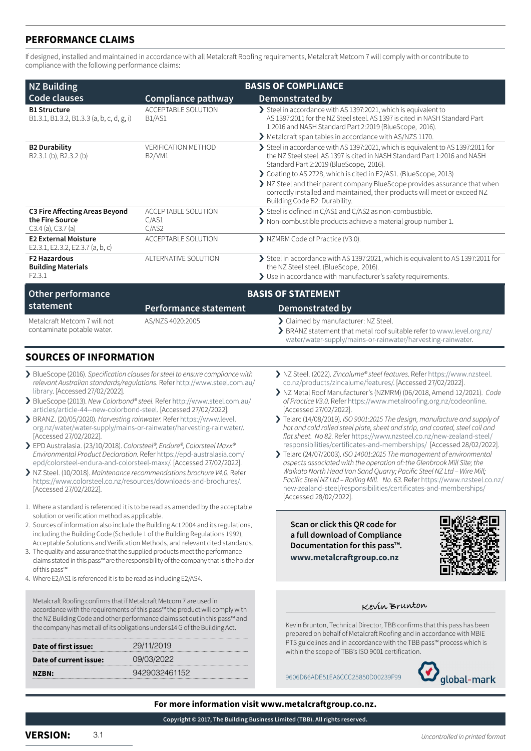## PERFORMANCE CLAIMS

If designed, installed and maintained in accordance with all Metalcraft Roofing requirements, Metalcraft Metcom 7 will comply with or contribute to compliance with the following performance claims:

| NZ Building Code clauses | BASIS OF COMPLIANCE | |
|---|---|---|
| | **Compliance pathway** | **Demonstrated by** |
| **B1 Structure**<br>B1.3.1, B1.3.2, B1.3.3 (a, b, c, d, g, i) | ACCEPTABLE SOLUTION<br>B1/AS1 | ❯ Steel in accordance with AS 1397:2021, which is equivalent to AS 1397:2011 for the NZ Steel steel. AS 1397 is cited in NASH Standard Part 1:2016 and NASH Standard Part 2:2019 (BlueScope, 2016).<br>❯ Metalcraft span tables in accordance with AS/NZS 1170. |
| **B2 Durability**<br>B2.3.1 (b), B2.3.2 (b) | VERIFICATION METHOD<br>B2/VM1 | ❯ Steel in accordance with AS 1397:2021, which is equivalent to AS 1397:2011 for the NZ Steel steel. AS 1397 is cited in NASH Standard Part 1:2016 and NASH Standard Part 2:2019 (BlueScope, 2016).<br>❯ Coating to AS 2728, which is cited in E2/AS1. (BlueScope, 2013)<br>❯ NZ Steel and their parent company BlueScope provides assurance that when correctly installed and maintained, their products will meet or exceed NZ Building Code B2: Durability. |
| **C3 Fire Affecting Areas Beyond the Fire Source**<br>C3.4 (a), C3.7 (a) | ACCEPTABLE SOLUTION<br>C/AS1<br>C/AS2 | ❯ Steel is defined in C/AS1 and C/AS2 as non-combustible.<br>❯ Non-combustible products achieve a material group number 1. |
| **E2 External Moisture**<br>E2.3.1, E2.3.2, E2.3.7 (a, b, c) | ACCEPTABLE SOLUTION | ❯ NZMRM Code of Practice (V3.0). |
| **F2 Hazardous Building Materials**<br>F2.3.1 | ALTERNATIVE SOLUTION | ❯ Steel in accordance with AS 1397:2021, which is equivalent to AS 1397:2011 for the NZ Steel steel. (BlueScope, 2016).<br>❯ Use in accordance with manufacturer's safety requirements. |

| Other performance statement | BASIS OF STATEMENT | |
|---|---|---|
| | **Performance statement** | **Demonstrated by** |
| Metalcraft Metcom 7 will not contaminate potable water. | AS/NZS 4020:2005 | ❯ Claimed by manufacturer: NZ Steel.<br>❯ BRANZ statement that metal roof suitable refer to www.level.org.nz/water/water-supply/mains-or-rainwater/harvesting-rainwater. |

## SOURCES OF INFORMATION

- BlueScope (2016). *Specification clauses for steel to ensure compliance with relevant Australian standards/regulations*. Refer http://www.steel.com.au/library. [Accessed 27/02/2022].
- BlueScope (2013). *New Colorbond® steel*. Refer http://www.steel.com.au/articles/article-44--new-colorbond-steel. [Accessed 27/02/2022].
- BRANZ. (20/05/2020). *Harvesting rainwater*. Refer https://www.level.org.nz/water/water-supply/mains-or-rainwater/harvesting-rainwater/. [Accessed 27/02/2022].
- EPD Australasia. (23/10/2018). *Colorsteel®, Endure®, Colorsteel Maxx® Environmental Product Declaration*. Refer https://epd-australasia.com/epd/colorsteel-endura-and-colorsteel-maxx/. [Accessed 27/02/2022].
- NZ Steel. (10/2018). *Maintenance recommendations brochure V4.0*. Refer https://www.colorsteel.co.nz/resources/downloads-and-brochures/. [Accessed 27/02/2022].
- NZ Steel. (2022). *Zincalume® steel features*. Refer https://www.nzsteel.co.nz/products/zincalume/features/. [Accessed 27/02/2022].
- NZ Metal Roof Manufacturer's (NZMRM) (06/2018, Amend 12/2021). *Code of Practice V3.0*. Refer https://www.metalroofing.org.nz/codeonline. [Accessed 27/02/2022].
- Telarc (14/08/2019). *ISO 9001:2015 The design, manufacture and supply of hot and cold rolled steel plate, sheet and strip, and coated, steel coil and flat sheet. No 82*. Refer https://www.nzsteel.co.nz/new-zealand-steel/responsibilities/certificates-and-memberships/ [Accessed 28/02/2022].
- Telarc (24/07/2003). *ISO 14001:2015 The management of environmental aspects associated with the operation of:-the Glenbrook Mill Site; the Waikato North Head Iron Sand Quarry; Pacific Steel NZ Ltd – Wire Mill; Pacific Steel NZ Ltd – Rolling Mill. No. 63*. Refer https://www.nzsteel.co.nz/new-zealand-steel/responsibilities/certificates-and-memberships/ [Accessed 28/02/2022].

1. Where a standard is referenced it is to be read as amended by the acceptable solution or verification method as applicable.
2. Sources of information also include the Building Act 2004 and its regulations, including the Building Code (Schedule 1 of the Building Regulations 1992), Acceptable Solutions and Verification Methods, and relevant cited standards.
3. The quality and assurance that the supplied products meet the performance claims stated in this pass™ are the responsibility of the company that is the holder of this pass™
4. Where E2/AS1 is referenced it is to be read as including E2/AS4.

**Scan or click this QR code for a full download of Compliance Documentation for this pass™.**
**www.metalcraftgroup.co.nz**

Metalcraft Roofing confirms that if Metalcraft Metcom 7 are used in accordance with the requirements of this pass™ the product will comply with the NZ Building Code and other performance claims set out in this pass™ and the company has met all of its obligations under s14 G of the Building Act.

| | |
|---|---|
| **Date of first issue:** | 29/11/2019 |
| **Date of current issue:** | 09/03/2022 |
| **NZBN:** | 9429032461152 |

Kevin Brunton

Kevin Brunton, Technical Director, TBB confirms that this pass has been prepared on behalf of Metalcraft Roofing and in accordance with MBIE PTS guidelines and in accordance with the TBB pass™ process which is within the scope of TBB's ISO 9001 certification.

9606D66ADE51EA6CCC25850D00239F99

global-mark

**For more information visit www.metalcraftgroup.co.nz.**

Copyright © 2017, The Building Business Limited (TBB). All rights reserved.

**VERSION:** 3.1

*Uncontrolled in printed format*